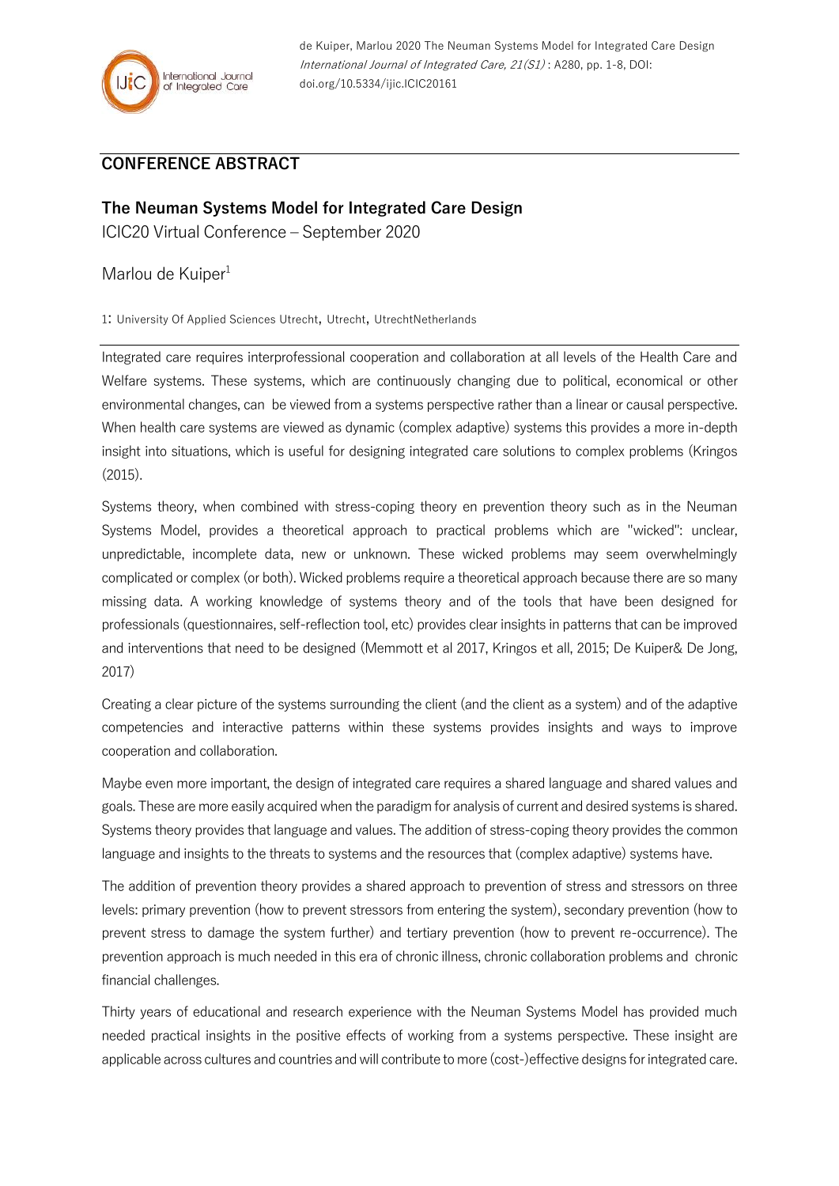## CONFERENCE ABSTRACT

# The Neuman Systems Model for Integrated Care Design

ICIC20 Virtual Conference – September 2020

Marlou de Kuiper[1]

1: University Of Applied Sciences Utrecht, Utrecht, UtrechtNetherlands

Integrated care requires interprofessional cooperation and collaboration at all levels of the Health Care and Welfare systems. These systems, which are continuously changing due to political, economical or other environmental changes, can be viewed from a systems perspective rather than a linear or causal perspective. When health care systems are viewed as dynamic (complex adaptive) systems this provides a more in-depth insight into situations, which is useful for designing integrated care solutions to complex problems (Kringos (2015).

Systems theory, when combined with stress-coping theory en prevention theory such as in the Neuman Systems Model, provides a theoretical approach to practical problems which are "wicked": unclear, unpredictable, incomplete data, new or unknown. These wicked problems may seem overwhelmingly complicated or complex (or both). Wicked problems require a theoretical approach because there are so many missing data. A working knowledge of systems theory and of the tools that have been designed for professionals (questionnaires, self-reflection tool, etc) provides clear insights in patterns that can be improved and interventions that need to be designed (Memmott et al 2017, Kringos et all, 2015; De Kuiper& De Jong, 2017)

Creating a clear picture of the systems surrounding the client (and the client as a system) and of the adaptive competencies and interactive patterns within these systems provides insights and ways to improve cooperation and collaboration.

Maybe even more important, the design of integrated care requires a shared language and shared values and goals. These are more easily acquired when the paradigm for analysis of current and desired systems is shared. Systems theory provides that language and values. The addition of stress-coping theory provides the common language and insights to the threats to systems and the resources that (complex adaptive) systems have.

The addition of prevention theory provides a shared approach to prevention of stress and stressors on three levels: primary prevention (how to prevent stressors from entering the system), secondary prevention (how to prevent stress to damage the system further) and tertiary prevention (how to prevent re-occurrence). The prevention approach is much needed in this era of chronic illness, chronic collaboration problems and chronic financial challenges.

Thirty years of educational and research experience with the Neuman Systems Model has provided much needed practical insights in the positive effects of working from a systems perspective. These insight are applicable across cultures and countries and will contribute to more (cost-)effective designs for integrated care.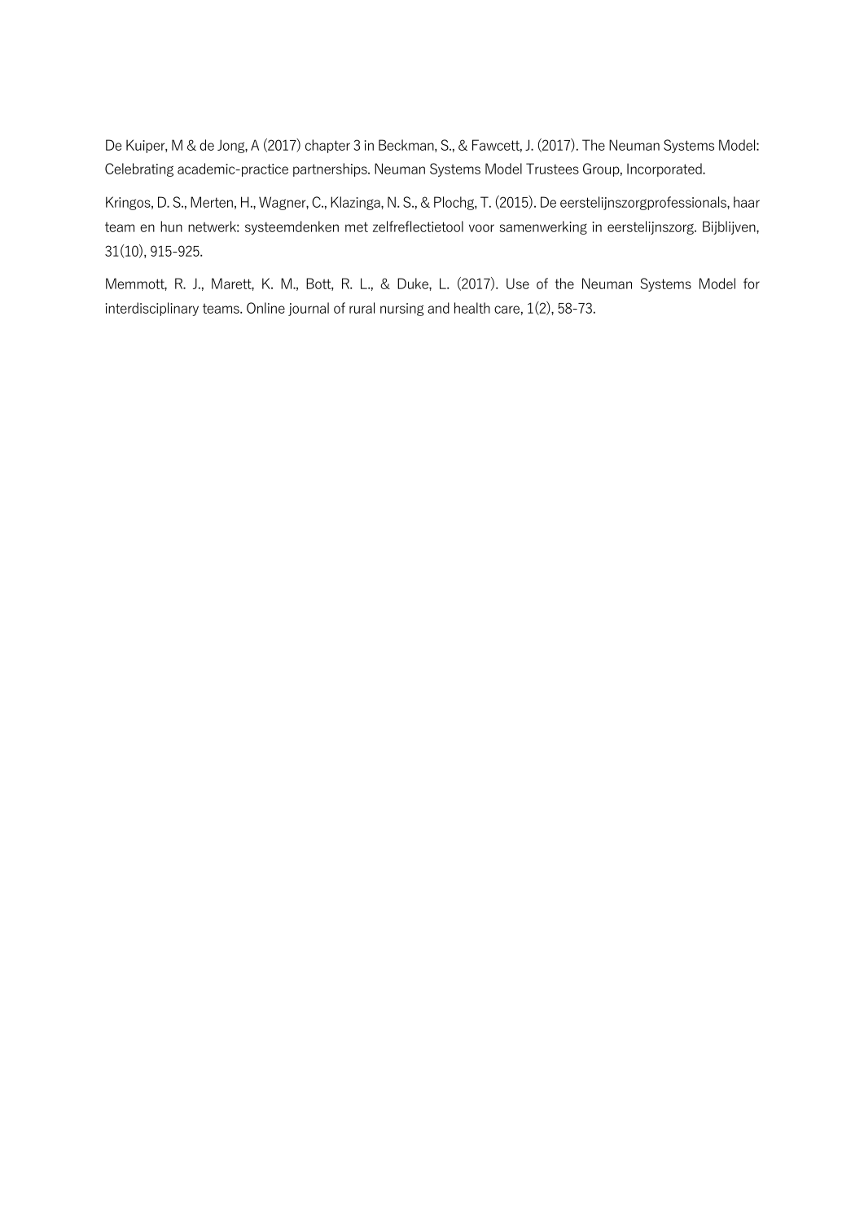De Kuiper, M & de Jong, A (2017) chapter 3 in Beckman, S., & Fawcett, J. (2017). The Neuman Systems Model: Celebrating academic-practice partnerships. Neuman Systems Model Trustees Group, Incorporated.

Kringos, D. S., Merten, H., Wagner, C., Klazinga, N. S., & Plochg, T. (2015). De eerstelijnszorgprofessionals, haar team en hun netwerk: systeemdenken met zelfreflectietool voor samenwerking in eerstelijnszorg. Bijblijven, 31(10), 915-925.

Memmott, R. J., Marett, K. M., Bott, R. L., & Duke, L. (2017). Use of the Neuman Systems Model for interdisciplinary teams. Online journal of rural nursing and health care, 1(2), 58-73.